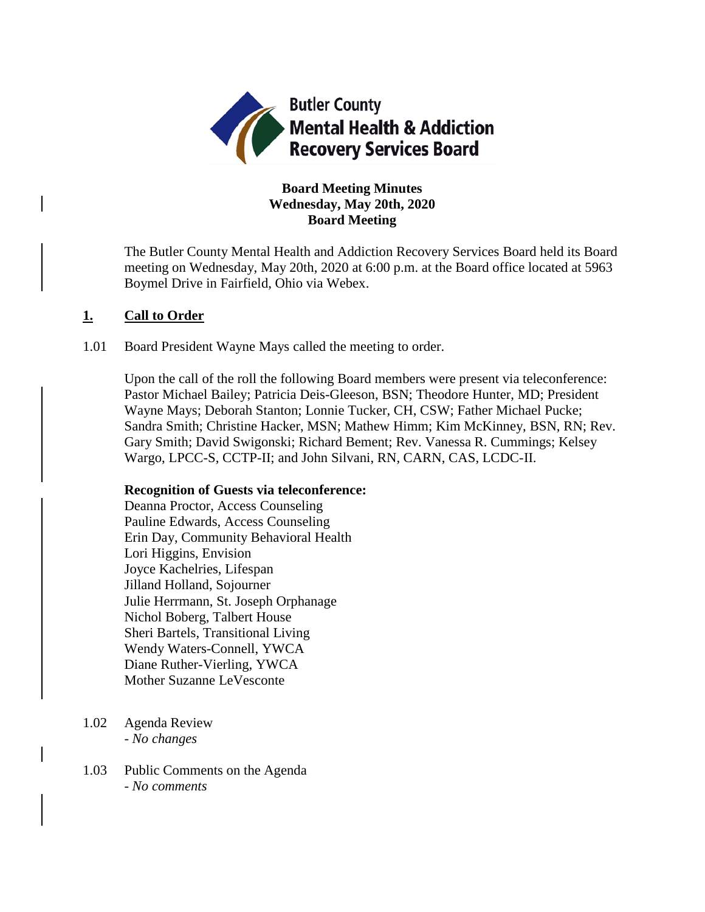Butler County
Mental Health & Addiction
Recovery Services Board

**Board Meeting Minutes**
**Wednesday, May 20th, 2020**
**Board Meeting**

The Butler County Mental Health and Addiction Recovery Services Board held its Board meeting on Wednesday, May 20th, 2020 at 6:00 p.m. at the Board office located at 5963 Boymel Drive in Fairfield, Ohio via Webex.

## **1. Call to Order**

1.01 Board President Wayne Mays called the meeting to order.

Upon the call of the roll the following Board members were present via teleconference: Pastor Michael Bailey; Patricia Deis-Gleeson, BSN; Theodore Hunter, MD; President Wayne Mays; Deborah Stanton; Lonnie Tucker, CH, CSW; Father Michael Pucke; Sandra Smith; Christine Hacker, MSN; Mathew Himm; Kim McKinney, BSN, RN; Rev. Gary Smith; David Swigonski; Richard Bement; Rev. Vanessa R. Cummings; Kelsey Wargo, LPCC-S, CCTP-II; and John Silvani, RN, CARN, CAS, LCDC-II.

**Recognition of Guests via teleconference:**
Deanna Proctor, Access Counseling
Pauline Edwards, Access Counseling
Erin Day, Community Behavioral Health
Lori Higgins, Envision
Joyce Kachelries, Lifespan
Jilland Holland, Sojourner
Julie Herrmann, St. Joseph Orphanage
Nichol Boberg, Talbert House
Sheri Bartels, Transitional Living
Wendy Waters-Connell, YWCA
Diane Ruther-Vierling, YWCA
Mother Suzanne LeVesconte

1.02 Agenda Review
- *No changes*

1.03 Public Comments on the Agenda
- *No comments*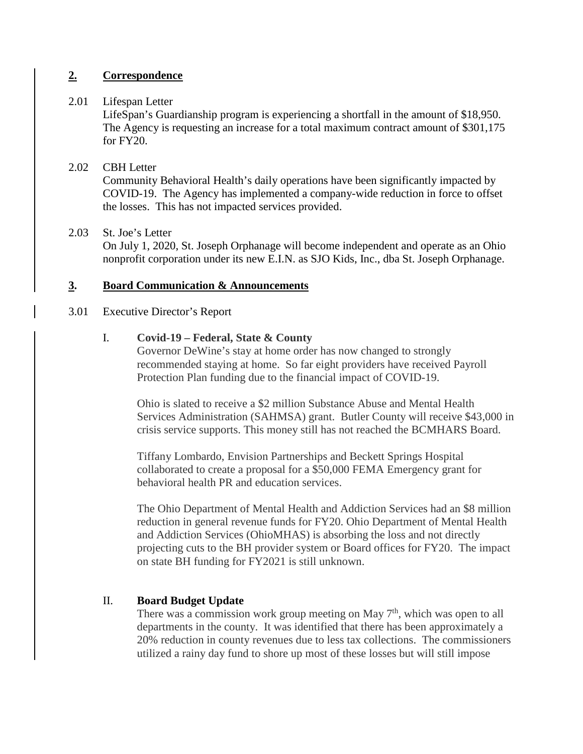## 2. Correspondence

2.01 Lifespan Letter

LifeSpan's Guardianship program is experiencing a shortfall in the amount of $18,950. The Agency is requesting an increase for a total maximum contract amount of $301,175 for FY20.

2.02 CBH Letter

Community Behavioral Health's daily operations have been significantly impacted by COVID-19. The Agency has implemented a company-wide reduction in force to offset the losses. This has not impacted services provided.

2.03 St. Joe's Letter

On July 1, 2020, St. Joseph Orphanage will become independent and operate as an Ohio nonprofit corporation under its new E.I.N. as SJO Kids, Inc., dba St. Joseph Orphanage.

## 3. Board Communication & Announcements

3.01 Executive Director's Report

### I. Covid-19 – Federal, State & County

Governor DeWine's stay at home order has now changed to strongly recommended staying at home. So far eight providers have received Payroll Protection Plan funding due to the financial impact of COVID-19.

Ohio is slated to receive a $2 million Substance Abuse and Mental Health Services Administration (SAHMSA) grant. Butler County will receive $43,000 in crisis service supports. This money still has not reached the BCMHARS Board.

Tiffany Lombardo, Envision Partnerships and Beckett Springs Hospital collaborated to create a proposal for a $50,000 FEMA Emergency grant for behavioral health PR and education services.

The Ohio Department of Mental Health and Addiction Services had an $8 million reduction in general revenue funds for FY20. Ohio Department of Mental Health and Addiction Services (OhioMHAS) is absorbing the loss and not directly projecting cuts to the BH provider system or Board offices for FY20. The impact on state BH funding for FY2021 is still unknown.

### II. Board Budget Update

There was a commission work group meeting on May 7th, which was open to all departments in the county. It was identified that there has been approximately a 20% reduction in county revenues due to less tax collections. The commissioners utilized a rainy day fund to shore up most of these losses but will still impose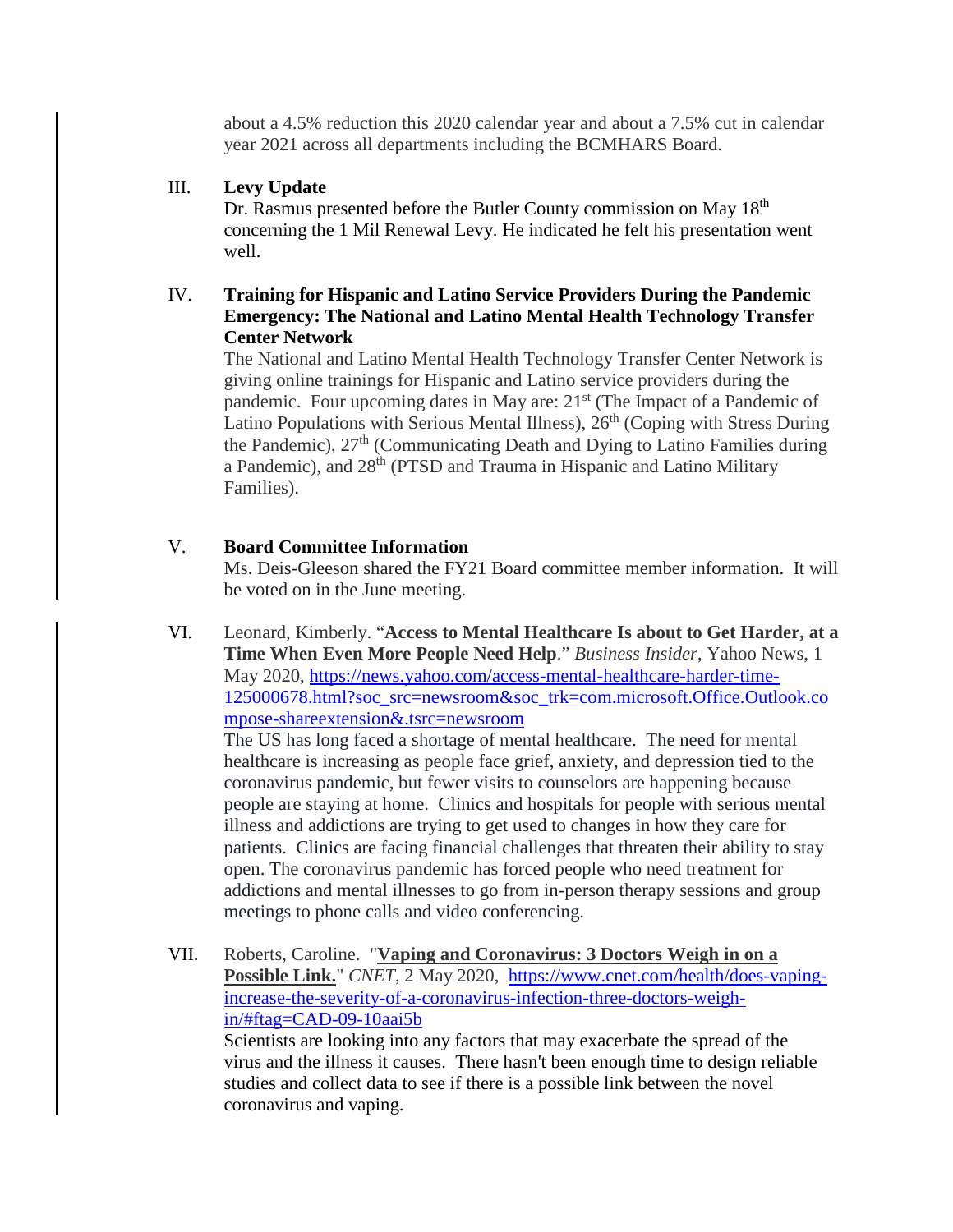about a 4.5% reduction this 2020 calendar year and about a 7.5% cut in calendar year 2021 across all departments including the BCMHARS Board.

III. **Levy Update**

Dr. Rasmus presented before the Butler County commission on May 18th concerning the 1 Mil Renewal Levy. He indicated he felt his presentation went well.

IV. **Training for Hispanic and Latino Service Providers During the Pandemic Emergency: The National and Latino Mental Health Technology Transfer Center Network**

The National and Latino Mental Health Technology Transfer Center Network is giving online trainings for Hispanic and Latino service providers during the pandemic. Four upcoming dates in May are: 21st (The Impact of a Pandemic of Latino Populations with Serious Mental Illness), 26th (Coping with Stress During the Pandemic), 27th (Communicating Death and Dying to Latino Families during a Pandemic), and 28th (PTSD and Trauma in Hispanic and Latino Military Families).

V. **Board Committee Information**

Ms. Deis-Gleeson shared the FY21 Board committee member information. It will be voted on in the June meeting.

VI. Leonard, Kimberly. "**Access to Mental Healthcare Is about to Get Harder, at a Time When Even More People Need Help**." *Business Insider*, Yahoo News, 1 May 2020, https://news.yahoo.com/access-mental-healthcare-harder-time-125000678.html?soc_src=newsroom&soc_trk=com.microsoft.Office.Outlook.compose-shareextension&.tsrc=newsroom

The US has long faced a shortage of mental healthcare. The need for mental healthcare is increasing as people face grief, anxiety, and depression tied to the coronavirus pandemic, but fewer visits to counselors are happening because people are staying at home. Clinics and hospitals for people with serious mental illness and addictions are trying to get used to changes in how they care for patients. Clinics are facing financial challenges that threaten their ability to stay open. The coronavirus pandemic has forced people who need treatment for addictions and mental illnesses to go from in-person therapy sessions and group meetings to phone calls and video conferencing.

VII. Roberts, Caroline. "**Vaping and Coronavirus: 3 Doctors Weigh in on a Possible Link.**" *CNET*, 2 May 2020, https://www.cnet.com/health/does-vaping-increase-the-severity-of-a-coronavirus-infection-three-doctors-weigh-in/#ftag=CAD-09-10aai5b

Scientists are looking into any factors that may exacerbate the spread of the virus and the illness it causes. There hasn't been enough time to design reliable studies and collect data to see if there is a possible link between the novel coronavirus and vaping.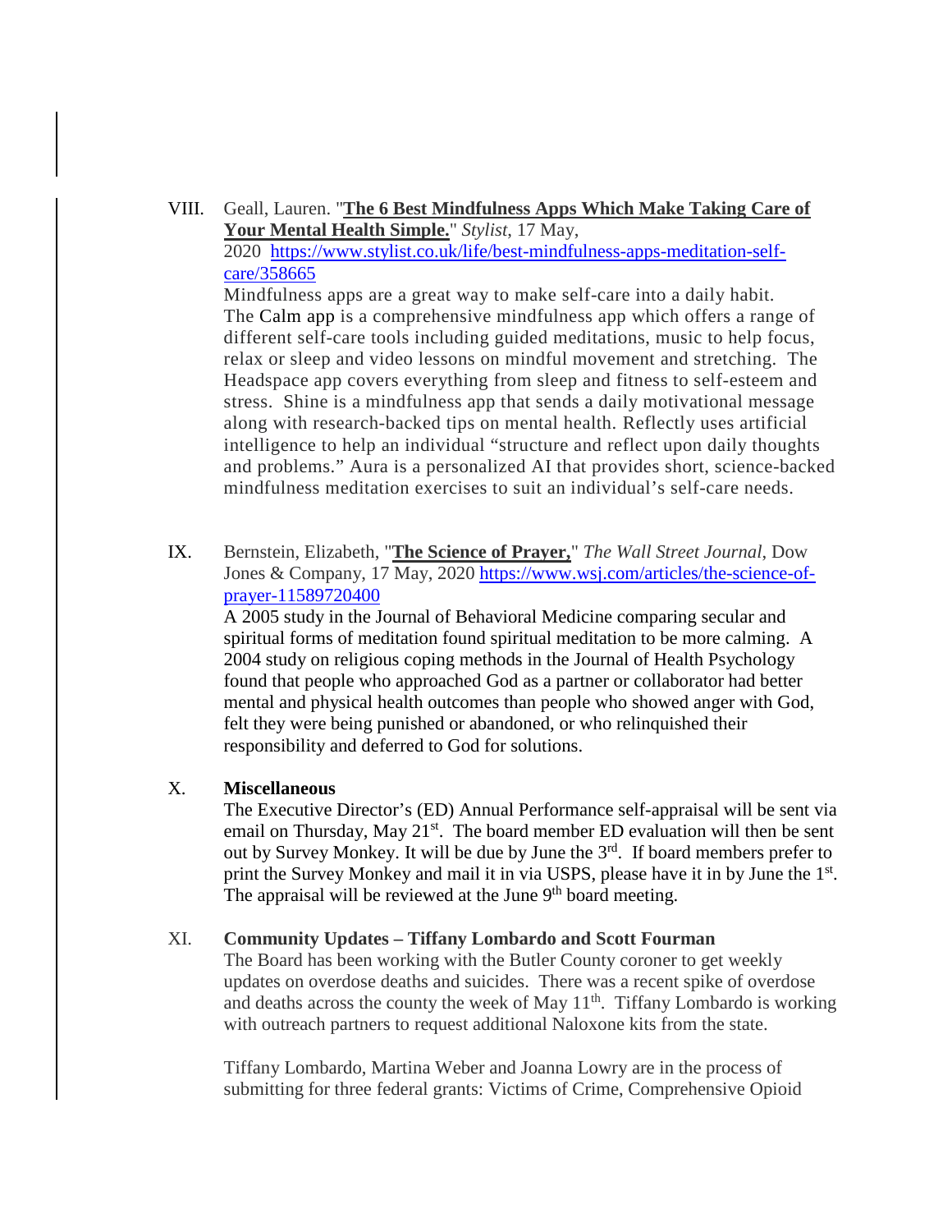VIII. Geall, Lauren. "**The 6 Best Mindfulness Apps Which Make Taking Care of Your Mental Health Simple.**" *Stylist*, 17 May, 2020 https://www.stylist.co.uk/life/best-mindfulness-apps-meditation-self-care/358665

Mindfulness apps are a great way to make self-care into a daily habit. The Calm app is a comprehensive mindfulness app which offers a range of different self-care tools including guided meditations, music to help focus, relax or sleep and video lessons on mindful movement and stretching. The Headspace app covers everything from sleep and fitness to self-esteem and stress. Shine is a mindfulness app that sends a daily motivational message along with research-backed tips on mental health. Reflectly uses artificial intelligence to help an individual "structure and reflect upon daily thoughts and problems." Aura is a personalized AI that provides short, science-backed mindfulness meditation exercises to suit an individual's self-care needs.

IX. Bernstein, Elizabeth, "**The Science of Prayer,**" *The Wall Street Journal*, Dow Jones & Company, 17 May, 2020 https://www.wsj.com/articles/the-science-of-prayer-11589720400

A 2005 study in the Journal of Behavioral Medicine comparing secular and spiritual forms of meditation found spiritual meditation to be more calming. A 2004 study on religious coping methods in the Journal of Health Psychology found that people who approached God as a partner or collaborator had better mental and physical health outcomes than people who showed anger with God, felt they were being punished or abandoned, or who relinquished their responsibility and deferred to God for solutions.

X. **Miscellaneous**

The Executive Director's (ED) Annual Performance self-appraisal will be sent via email on Thursday, May 21st. The board member ED evaluation will then be sent out by Survey Monkey. It will be due by June the 3rd. If board members prefer to print the Survey Monkey and mail it in via USPS, please have it in by June the 1st. The appraisal will be reviewed at the June 9th board meeting.

XI. **Community Updates – Tiffany Lombardo and Scott Fourman**

The Board has been working with the Butler County coroner to get weekly updates on overdose deaths and suicides. There was a recent spike of overdose and deaths across the county the week of May 11th. Tiffany Lombardo is working with outreach partners to request additional Naloxone kits from the state.

Tiffany Lombardo, Martina Weber and Joanna Lowry are in the process of submitting for three federal grants: Victims of Crime, Comprehensive Opioid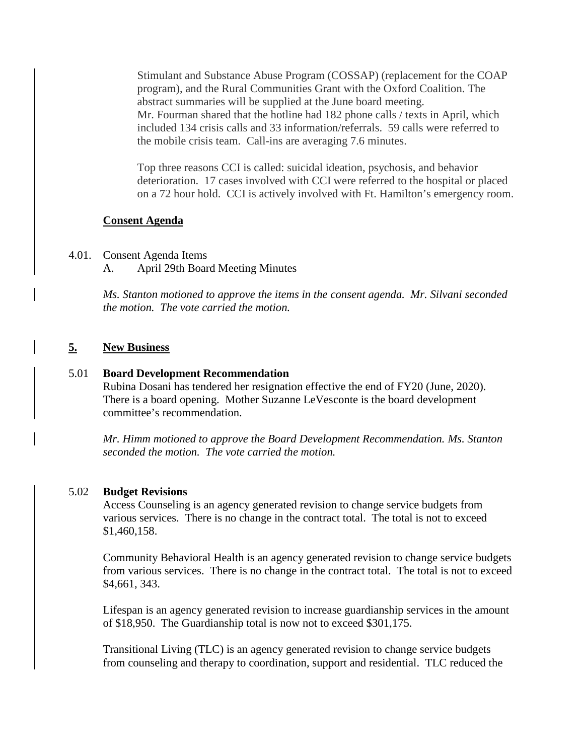Stimulant and Substance Abuse Program (COSSAP) (replacement for the COAP program), and the Rural Communities Grant with the Oxford Coalition. The abstract summaries will be supplied at the June board meeting.
Mr. Fourman shared that the hotline had 182 phone calls / texts in April, which included 134 crisis calls and 33 information/referrals. 59 calls were referred to the mobile crisis team. Call-ins are averaging 7.6 minutes.

Top three reasons CCI is called: suicidal ideation, psychosis, and behavior deterioration. 17 cases involved with CCI were referred to the hospital or placed on a 72 hour hold. CCI is actively involved with Ft. Hamilton's emergency room.

**<u>Consent Agenda</u>**

4.01. Consent Agenda Items
A. April 29th Board Meeting Minutes

*Ms. Stanton motioned to approve the items in the consent agenda. Mr. Silvani seconded the motion. The vote carried the motion.*

## **<u>5.</u> <u>New Business</u>**

### 5.01 **Board Development Recommendation**

Rubina Dosani has tendered her resignation effective the end of FY20 (June, 2020). There is a board opening. Mother Suzanne LeVesconte is the board development committee's recommendation.

*Mr. Himm motioned to approve the Board Development Recommendation. Ms. Stanton seconded the motion. The vote carried the motion.*

### 5.02 **Budget Revisions**

Access Counseling is an agency generated revision to change service budgets from various services. There is no change in the contract total. The total is not to exceed $1,460,158.

Community Behavioral Health is an agency generated revision to change service budgets from various services. There is no change in the contract total. The total is not to exceed $4,661, 343.

Lifespan is an agency generated revision to increase guardianship services in the amount of $18,950. The Guardianship total is now not to exceed $301,175.

Transitional Living (TLC) is an agency generated revision to change service budgets from counseling and therapy to coordination, support and residential. TLC reduced the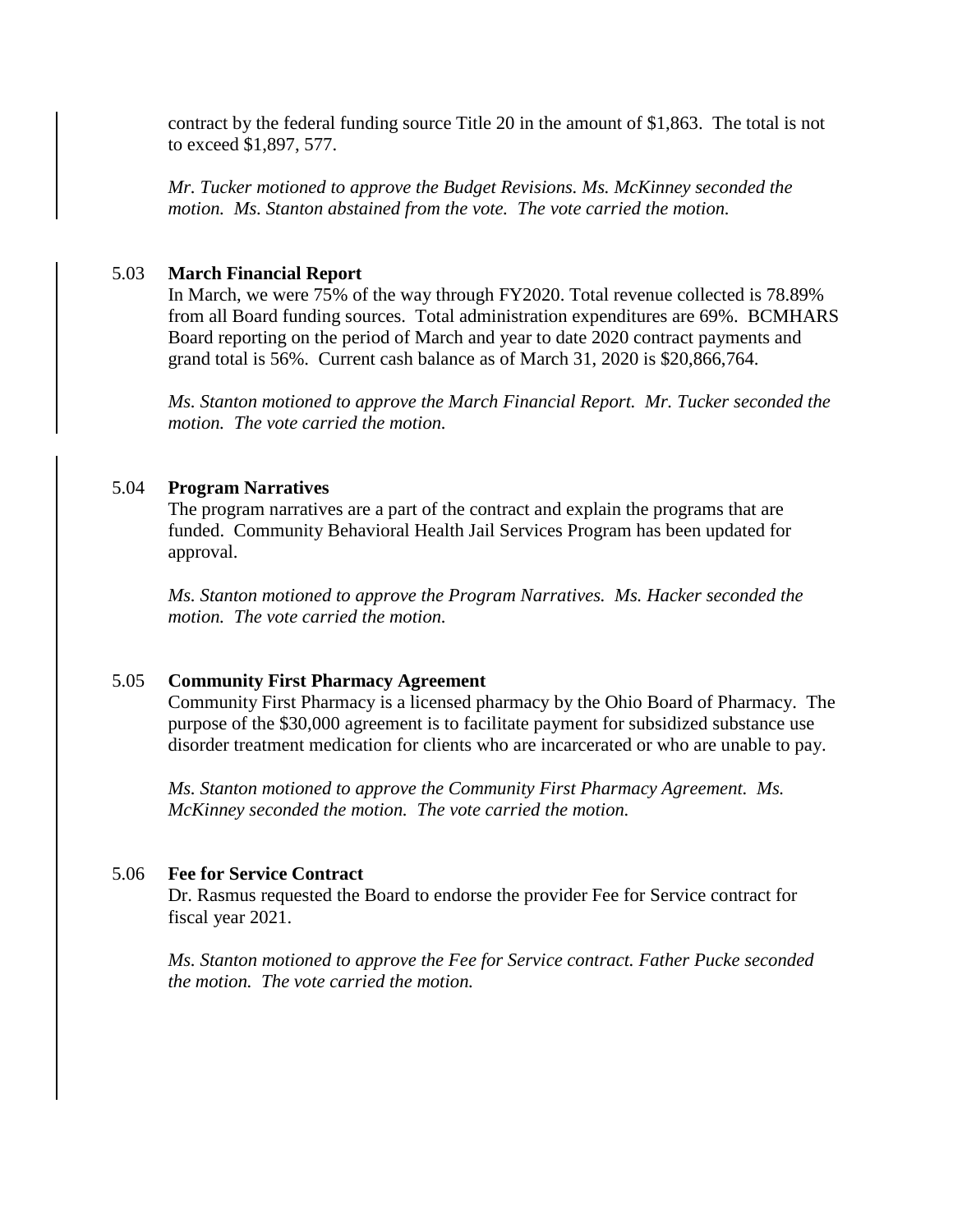contract by the federal funding source Title 20 in the amount of $1,863. The total is not to exceed $1,897, 577.

*Mr. Tucker motioned to approve the Budget Revisions. Ms. McKinney seconded the motion. Ms. Stanton abstained from the vote. The vote carried the motion.*

5.03 **March Financial Report**

In March, we were 75% of the way through FY2020. Total revenue collected is 78.89% from all Board funding sources. Total administration expenditures are 69%. BCMHARS Board reporting on the period of March and year to date 2020 contract payments and grand total is 56%. Current cash balance as of March 31, 2020 is $20,866,764.

*Ms. Stanton motioned to approve the March Financial Report. Mr. Tucker seconded the motion. The vote carried the motion.*

5.04 **Program Narratives**

The program narratives are a part of the contract and explain the programs that are funded. Community Behavioral Health Jail Services Program has been updated for approval.

*Ms. Stanton motioned to approve the Program Narratives. Ms. Hacker seconded the motion. The vote carried the motion.*

5.05 **Community First Pharmacy Agreement**

Community First Pharmacy is a licensed pharmacy by the Ohio Board of Pharmacy. The purpose of the $30,000 agreement is to facilitate payment for subsidized substance use disorder treatment medication for clients who are incarcerated or who are unable to pay.

*Ms. Stanton motioned to approve the Community First Pharmacy Agreement. Ms. McKinney seconded the motion. The vote carried the motion.*

5.06 **Fee for Service Contract**

Dr. Rasmus requested the Board to endorse the provider Fee for Service contract for fiscal year 2021.

*Ms. Stanton motioned to approve the Fee for Service contract. Father Pucke seconded the motion. The vote carried the motion.*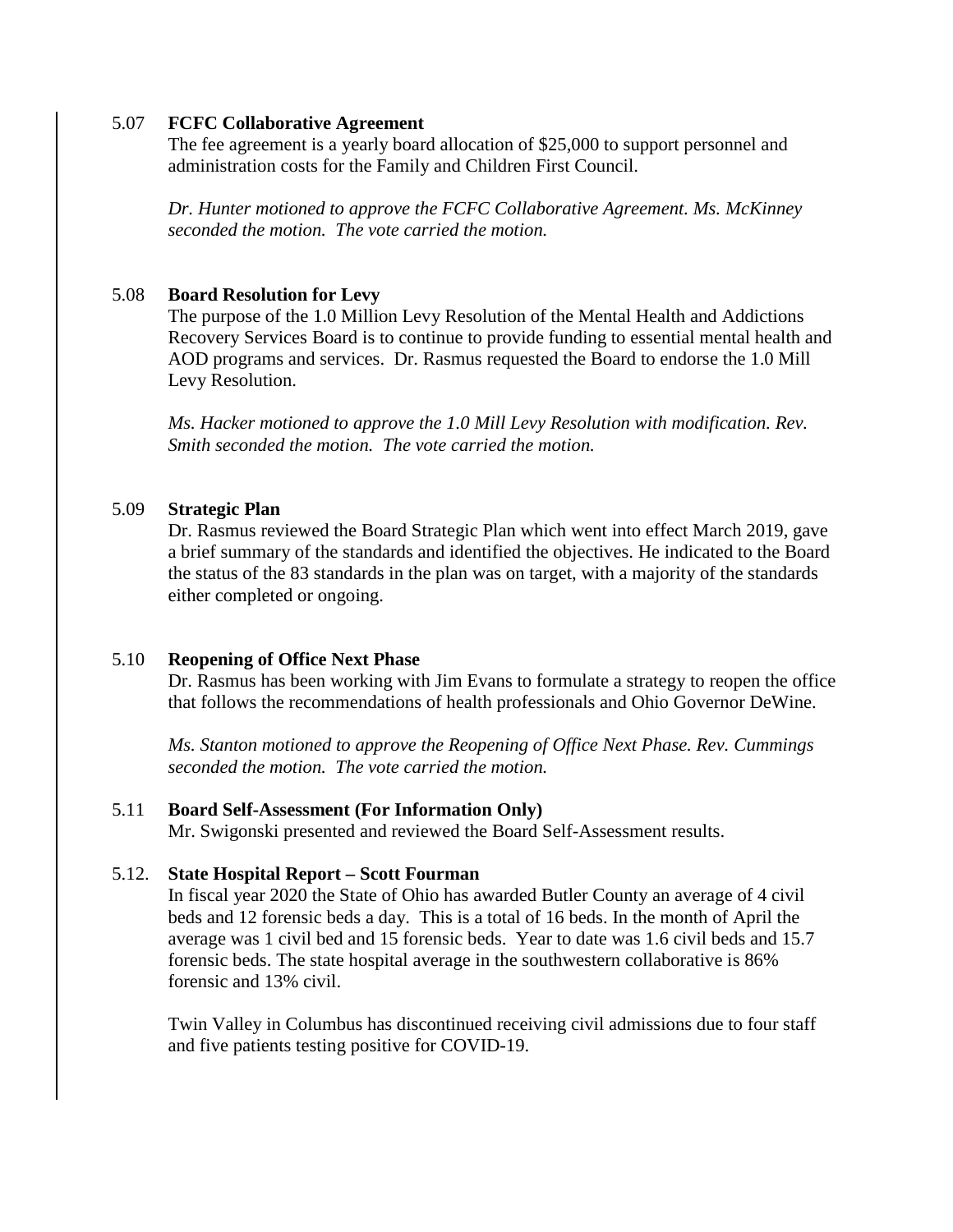### 5.07 **FCFC Collaborative Agreement**

The fee agreement is a yearly board allocation of $25,000 to support personnel and administration costs for the Family and Children First Council.

*Dr. Hunter motioned to approve the FCFC Collaborative Agreement. Ms. McKinney seconded the motion. The vote carried the motion.*

### 5.08 **Board Resolution for Levy**

The purpose of the 1.0 Million Levy Resolution of the Mental Health and Addictions Recovery Services Board is to continue to provide funding to essential mental health and AOD programs and services. Dr. Rasmus requested the Board to endorse the 1.0 Mill Levy Resolution.

*Ms. Hacker motioned to approve the 1.0 Mill Levy Resolution with modification. Rev. Smith seconded the motion. The vote carried the motion.*

### 5.09 **Strategic Plan**

Dr. Rasmus reviewed the Board Strategic Plan which went into effect March 2019, gave a brief summary of the standards and identified the objectives. He indicated to the Board the status of the 83 standards in the plan was on target, with a majority of the standards either completed or ongoing.

### 5.10 **Reopening of Office Next Phase**

Dr. Rasmus has been working with Jim Evans to formulate a strategy to reopen the office that follows the recommendations of health professionals and Ohio Governor DeWine.

*Ms. Stanton motioned to approve the Reopening of Office Next Phase. Rev. Cummings seconded the motion. The vote carried the motion.*

### 5.11 **Board Self-Assessment (For Information Only)**

Mr. Swigonski presented and reviewed the Board Self-Assessment results.

### 5.12. **State Hospital Report – Scott Fourman**

In fiscal year 2020 the State of Ohio has awarded Butler County an average of 4 civil beds and 12 forensic beds a day. This is a total of 16 beds. In the month of April the average was 1 civil bed and 15 forensic beds. Year to date was 1.6 civil beds and 15.7 forensic beds. The state hospital average in the southwestern collaborative is 86% forensic and 13% civil.

Twin Valley in Columbus has discontinued receiving civil admissions due to four staff and five patients testing positive for COVID-19.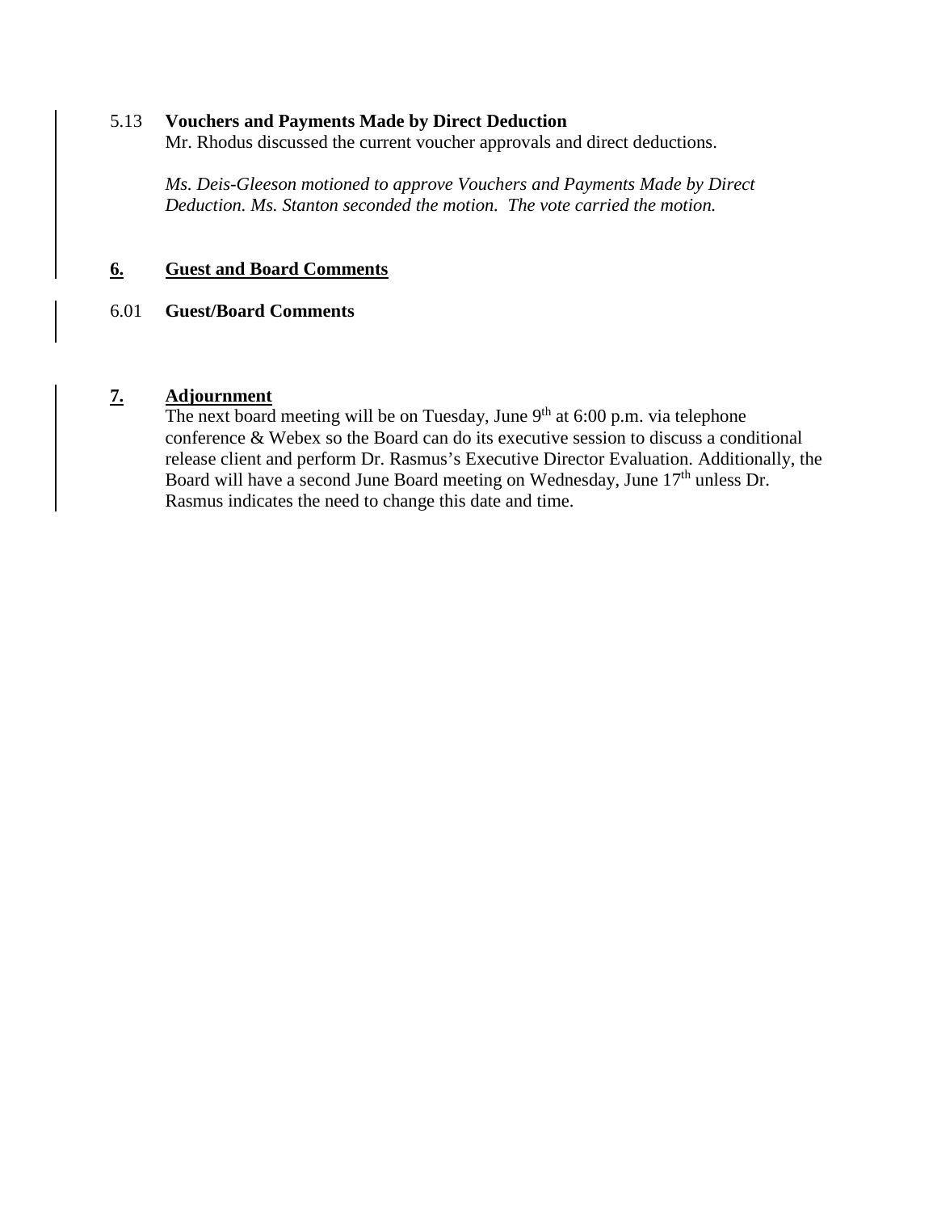5.13 **Vouchers and Payments Made by Direct Deduction**

Mr. Rhodus discussed the current voucher approvals and direct deductions.

*Ms. Deis-Gleeson motioned to approve Vouchers and Payments Made by Direct Deduction. Ms. Stanton seconded the motion. The vote carried the motion.*

## **6. Guest and Board Comments**

6.01 **Guest/Board Comments**

## **7. Adjournment**

The next board meeting will be on Tuesday, June 9th at 6:00 p.m. via telephone conference & Webex so the Board can do its executive session to discuss a conditional release client and perform Dr. Rasmus's Executive Director Evaluation. Additionally, the Board will have a second June Board meeting on Wednesday, June 17th unless Dr. Rasmus indicates the need to change this date and time.